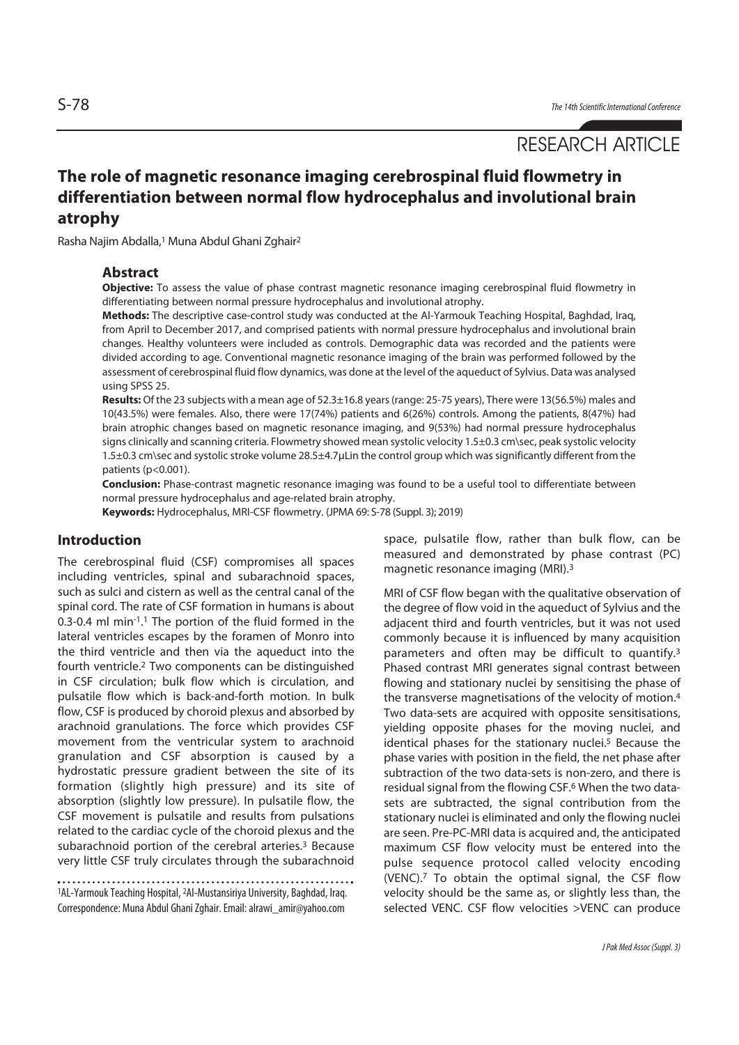RESEARCH ARTICLE

# The role of magnetic resonance imaging cerebrospinal fluid flowmetry in differentiation between normal flow hydrocephalus and involutional brain atrophy

Rasha Najim Abdalla,[1] Muna Abdul Ghani Zghair[2]

## Abstract

**Objective:** To assess the value of phase contrast magnetic resonance imaging cerebrospinal fluid flowmetry in differentiating between normal pressure hydrocephalus and involutional atrophy.

**Methods:** The descriptive case-control study was conducted at the Al-Yarmouk Teaching Hospital, Baghdad, Iraq, from April to December 2017, and comprised patients with normal pressure hydrocephalus and involutional brain changes. Healthy volunteers were included as controls. Demographic data was recorded and the patients were divided according to age. Conventional magnetic resonance imaging of the brain was performed followed by the assessment of cerebrospinal fluid flow dynamics, was done at the level of the aqueduct of Sylvius. Data was analysed using SPSS 25.

**Results:** Of the 23 subjects with a mean age of 52.3±16.8 years (range: 25-75 years), There were 13(56.5%) males and 10(43.5%) were females. Also, there were 17(74%) patients and 6(26%) controls. Among the patients, 8(47%) had brain atrophic changes based on magnetic resonance imaging, and 9(53%) had normal pressure hydrocephalus signs clinically and scanning criteria. Flowmetry showed mean systolic velocity 1.5±0.3 cm\sec, peak systolic velocity 1.5±0.3 cm\sec and systolic stroke volume 28.5±4.7µLin the control group which was significantly different from the patients ($p<0.001$).

**Conclusion:** Phase-contrast magnetic resonance imaging was found to be a useful tool to differentiate between normal pressure hydrocephalus and age-related brain atrophy.

**Keywords:** Hydrocephalus, MRI-CSF flowmetry. (JPMA 69: S-78 (Suppl. 3); 2019)

## Introduction

The cerebrospinal fluid (CSF) compromises all spaces including ventricles, spinal and subarachnoid spaces, such as sulci and cistern as well as the central canal of the spinal cord. The rate of CSF formation in humans is about 0.3-0.4 ml $min^{-1}$.[1] The portion of the fluid formed in the lateral ventricles escapes by the foramen of Monro into the third ventricle and then via the aqueduct into the fourth ventricle.[2] Two components can be distinguished in CSF circulation; bulk flow which is circulation, and pulsatile flow which is back-and-forth motion. In bulk flow, CSF is produced by choroid plexus and absorbed by arachnoid granulations. The force which provides CSF movement from the ventricular system to arachnoid granulation and CSF absorption is caused by a hydrostatic pressure gradient between the site of its formation (slightly high pressure) and its site of absorption (slightly low pressure). In pulsatile flow, the CSF movement is pulsatile and results from pulsations related to the cardiac cycle of the choroid plexus and the subarachnoid portion of the cerebral arteries.[3] Because very little CSF truly circulates through the subarachnoid space, pulsatile flow, rather than bulk flow, can be measured and demonstrated by phase contrast (PC) magnetic resonance imaging (MRI).[3]

MRI of CSF flow began with the qualitative observation of the degree of flow void in the aqueduct of Sylvius and the adjacent third and fourth ventricles, but it was not used commonly because it is influenced by many acquisition parameters and often may be difficult to quantify.[3] Phased contrast MRI generates signal contrast between flowing and stationary nuclei by sensitising the phase of the transverse magnetisations of the velocity of motion.[4] Two data-sets are acquired with opposite sensitisations, yielding opposite phases for the moving nuclei, and identical phases for the stationary nuclei.[5] Because the phase varies with position in the field, the net phase after subtraction of the two data-sets is non-zero, and there is residual signal from the flowing CSF.[6] When the two data-sets are subtracted, the signal contribution from the stationary nuclei is eliminated and only the flowing nuclei are seen. Pre-PC-MRI data is acquired and, the anticipated maximum CSF flow velocity must be entered into the pulse sequence protocol called velocity encoding (VENC).[7] To obtain the optimal signal, the CSF flow velocity should be the same as, or slightly less than, the selected VENC. CSF flow velocities >VENC can produce

[1]AL-Yarmouk Teaching Hospital, [2]Al-Mustansiriya University, Baghdad, Iraq.
Correspondence: Muna Abdul Ghani Zghair. Email: alrawi_amir@yahoo.com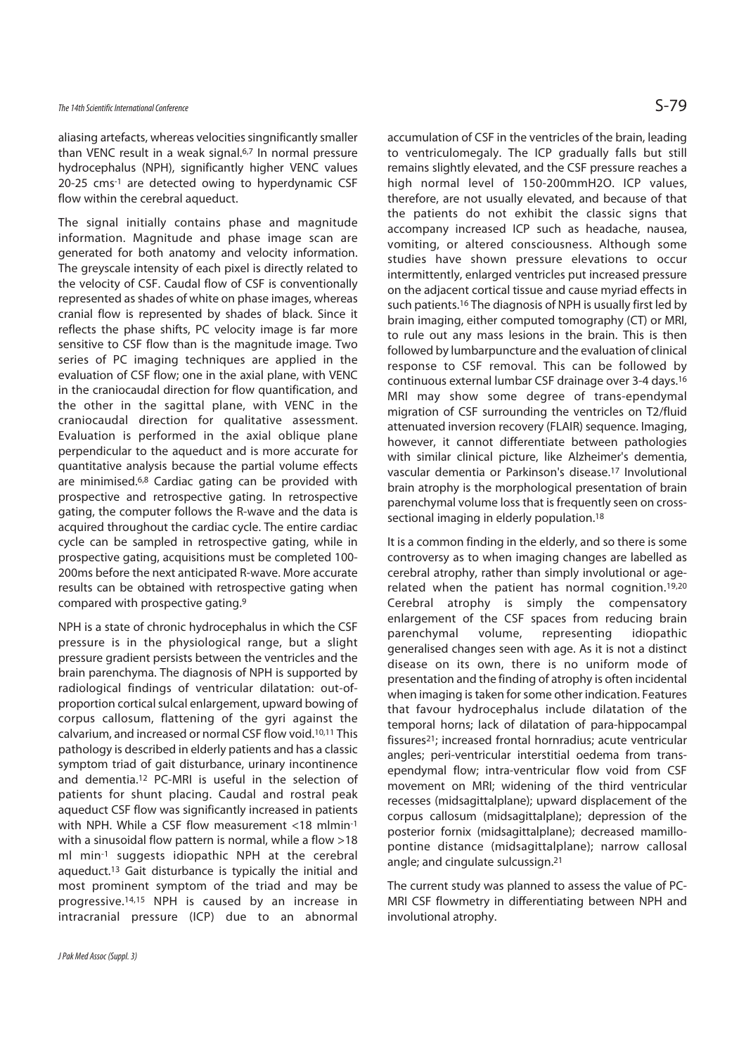aliasing artefacts, whereas velocities singnificantly smaller than VENC result in a weak signal.[6,7] In normal pressure hydrocephalus (NPH), significantly higher VENC values 20-25 $cms^{-1}$ are detected owing to hyperdynamic CSF flow within the cerebral aqueduct.

The signal initially contains phase and magnitude information. Magnitude and phase image scan are generated for both anatomy and velocity information. The greyscale intensity of each pixel is directly related to the velocity of CSF. Caudal flow of CSF is conventionally represented as shades of white on phase images, whereas cranial flow is represented by shades of black. Since it reflects the phase shifts, PC velocity image is far more sensitive to CSF flow than is the magnitude image. Two series of PC imaging techniques are applied in the evaluation of CSF flow; one in the axial plane, with VENC in the craniocaudal direction for flow quantification, and the other in the sagittal plane, with VENC in the craniocaudal direction for qualitative assessment. Evaluation is performed in the axial oblique plane perpendicular to the aqueduct and is more accurate for quantitative analysis because the partial volume effects are minimised.[6,8] Cardiac gating can be provided with prospective and retrospective gating. In retrospective gating, the computer follows the R-wave and the data is acquired throughout the cardiac cycle. The entire cardiac cycle can be sampled in retrospective gating, while in prospective gating, acquisitions must be completed 100-200ms before the next anticipated R-wave. More accurate results can be obtained with retrospective gating when compared with prospective gating.[9]

NPH is a state of chronic hydrocephalus in which the CSF pressure is in the physiological range, but a slight pressure gradient persists between the ventricles and the brain parenchyma. The diagnosis of NPH is supported by radiological findings of ventricular dilatation: out-of-proportion cortical sulcal enlargement, upward bowing of corpus callosum, flattening of the gyri against the calvarium, and increased or normal CSF flow void.[10,11] This pathology is described in elderly patients and has a classic symptom triad of gait disturbance, urinary incontinence and dementia.[12] PC-MRI is useful in the selection of patients for shunt placing. Caudal and rostral peak aqueduct CSF flow was significantly increased in patients with NPH. While a CSF flow measurement <18 $mlmin^{-1}$ with a sinusoidal flow pattern is normal, while a flow >18 ml $min^{-1}$ suggests idiopathic NPH at the cerebral aqueduct.[13] Gait disturbance is typically the initial and most prominent symptom of the triad and may be progressive.[14,15] NPH is caused by an increase in intracranial pressure (ICP) due to an abnormal accumulation of CSF in the ventricles of the brain, leading to ventriculomegaly. The ICP gradually falls but still remains slightly elevated, and the CSF pressure reaches a high normal level of 150-200mmH2O. ICP values, therefore, are not usually elevated, and because of that the patients do not exhibit the classic signs that accompany increased ICP such as headache, nausea, vomiting, or altered consciousness. Although some studies have shown pressure elevations to occur intermittently, enlarged ventricles put increased pressure on the adjacent cortical tissue and cause myriad effects in such patients.[16] The diagnosis of NPH is usually first led by brain imaging, either computed tomography (CT) or MRI, to rule out any mass lesions in the brain. This is then followed by lumbarpuncture and the evaluation of clinical response to CSF removal. This can be followed by continuous external lumbar CSF drainage over 3-4 days.[16] MRI may show some degree of trans-ependymal migration of CSF surrounding the ventricles on T2/fluid attenuated inversion recovery (FLAIR) sequence. Imaging, however, it cannot differentiate between pathologies with similar clinical picture, like Alzheimer's dementia, vascular dementia or Parkinson's disease.[17] Involutional brain atrophy is the morphological presentation of brain parenchymal volume loss that is frequently seen on cross-sectional imaging in elderly population.[18]

It is a common finding in the elderly, and so there is some controversy as to when imaging changes are labelled as cerebral atrophy, rather than simply involutional or age-related when the patient has normal cognition.[19,20] Cerebral atrophy is simply the compensatory enlargement of the CSF spaces from reducing brain parenchymal volume, representing idiopathic generalised changes seen with age. As it is not a distinct disease on its own, there is no uniform mode of presentation and the finding of atrophy is often incidental when imaging is taken for some other indication. Features that favour hydrocephalus include dilatation of the temporal horns; lack of dilatation of para-hippocampal fissures[21]; increased frontal hornradius; acute ventricular angles; peri-ventricular interstitial oedema from trans-ependymal flow; intra-ventricular flow void from CSF movement on MRI; widening of the third ventricular recesses (midsagittalplane); upward displacement of the corpus callosum (midsagittalplane); depression of the posterior fornix (midsagittalplane); decreased mamillo-pontine distance (midsagittalplane); narrow callosal angle; and cingulate sulcussign.[21]

The current study was planned to assess the value of PC-MRI CSF flowmetry in differentiating between NPH and involutional atrophy.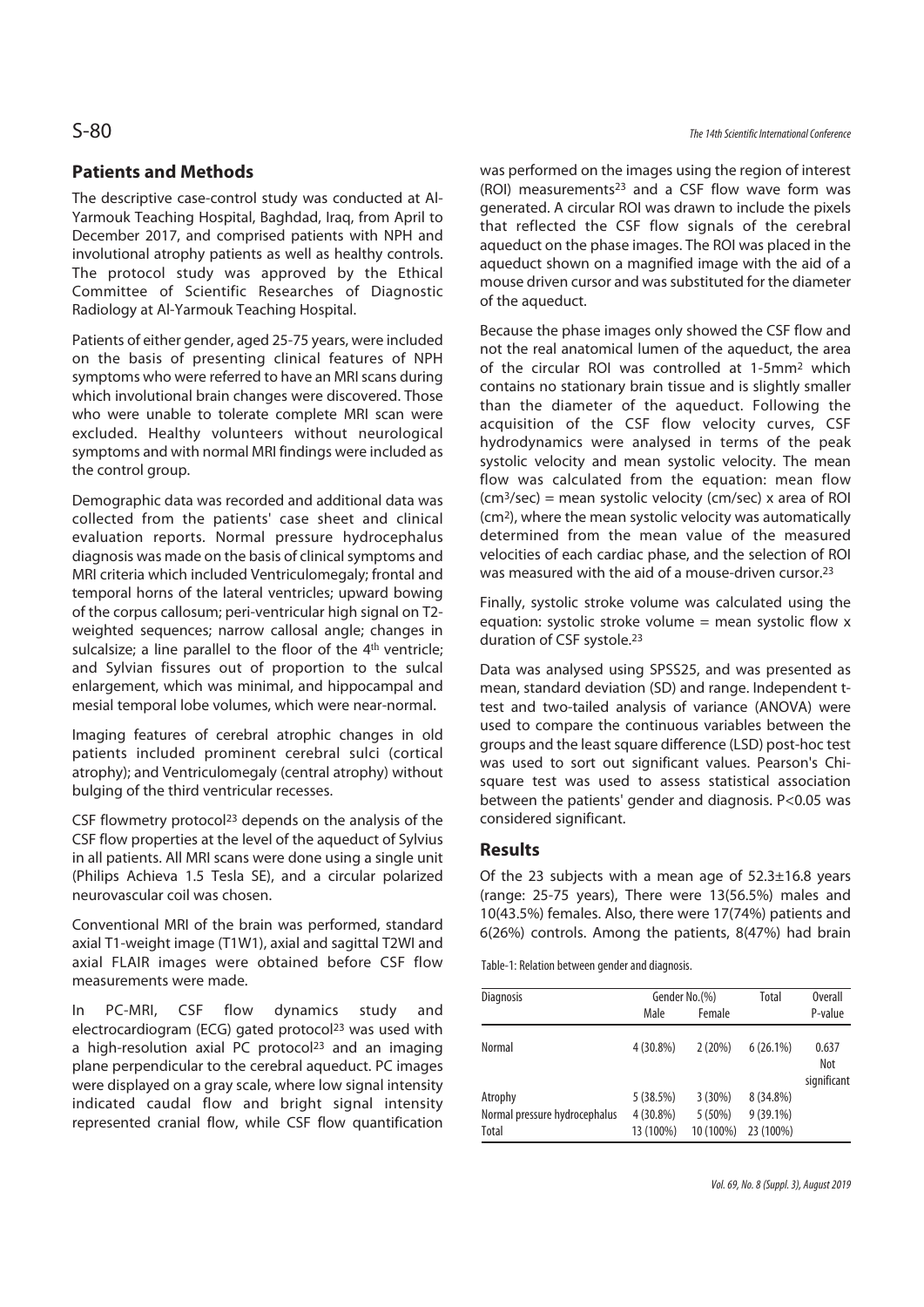## Patients and Methods

The descriptive case-control study was conducted at Al-Yarmouk Teaching Hospital, Baghdad, Iraq, from April to December 2017, and comprised patients with NPH and involutional atrophy patients as well as healthy controls. The protocol study was approved by the Ethical Committee of Scientific Researches of Diagnostic Radiology at Al-Yarmouk Teaching Hospital.

Patients of either gender, aged 25-75 years, were included on the basis of presenting clinical features of NPH symptoms who were referred to have an MRI scans during which involutional brain changes were discovered. Those who were unable to tolerate complete MRI scan were excluded. Healthy volunteers without neurological symptoms and with normal MRI findings were included as the control group.

Demographic data was recorded and additional data was collected from the patients' case sheet and clinical evaluation reports. Normal pressure hydrocephalus diagnosis was made on the basis of clinical symptoms and MRI criteria which included Ventriculomegaly; frontal and temporal horns of the lateral ventricles; upward bowing of the corpus callosum; peri-ventricular high signal on T2-weighted sequences; narrow callosal angle; changes in sulcalsize; a line parallel to the floor of the 4th ventricle; and Sylvian fissures out of proportion to the sulcal enlargement, which was minimal, and hippocampal and mesial temporal lobe volumes, which were near-normal.

Imaging features of cerebral atrophic changes in old patients included prominent cerebral sulci (cortical atrophy); and Ventriculomegaly (central atrophy) without bulging of the third ventricular recesses.

CSF flowmetry protocol[23] depends on the analysis of the CSF flow properties at the level of the aqueduct of Sylvius in all patients. All MRI scans were done using a single unit (Philips Achieva 1.5 Tesla SE), and a circular polarized neurovascular coil was chosen.

Conventional MRI of the brain was performed, standard axial T1-weight image (T1W1), axial and sagittal T2WI and axial FLAIR images were obtained before CSF flow measurements were made.

In PC-MRI, CSF flow dynamics study and electrocardiogram (ECG) gated protocol[23] was used with a high-resolution axial PC protocol[23] and an imaging plane perpendicular to the cerebral aqueduct. PC images were displayed on a gray scale, where low signal intensity indicated caudal flow and bright signal intensity represented cranial flow, while CSF flow quantification was performed on the images using the region of interest (ROI) measurements[23] and a CSF flow wave form was generated. A circular ROI was drawn to include the pixels that reflected the CSF flow signals of the cerebral aqueduct on the phase images. The ROI was placed in the aqueduct shown on a magnified image with the aid of a mouse driven cursor and was substituted for the diameter of the aqueduct.

Because the phase images only showed the CSF flow and not the real anatomical lumen of the aqueduct, the area of the circular ROI was controlled at 1-5mm$^2$ which contains no stationary brain tissue and is slightly smaller than the diameter of the aqueduct. Following the acquisition of the CSF flow velocity curves, CSF hydrodynamics were analysed in terms of the peak systolic velocity and mean systolic velocity. The mean flow was calculated from the equation: mean flow (cm$^3$/sec) = mean systolic velocity (cm/sec) x area of ROI (cm$^2$), where the mean systolic velocity was automatically determined from the mean value of the measured velocities of each cardiac phase, and the selection of ROI was measured with the aid of a mouse-driven cursor.[23]

Finally, systolic stroke volume was calculated using the equation: systolic stroke volume = mean systolic flow x duration of CSF systole.[23]

Data was analysed using SPSS25, and was presented as mean, standard deviation (SD) and range. Independent t-test and two-tailed analysis of variance (ANOVA) were used to compare the continuous variables between the groups and the least square difference (LSD) post-hoc test was used to sort out significant values. Pearson's Chi-square test was used to assess statistical association between the patients' gender and diagnosis. P<0.05 was considered significant.

## Results

Of the 23 subjects with a mean age of 52.3±16.8 years (range: 25-75 years), There were 13(56.5%) males and 10(43.5%) females. Also, there were 17(74%) patients and 6(26%) controls. Among the patients, 8(47%) had brain

Table-1: Relation between gender and diagnosis.

| Diagnosis | Gender No.(%) | | Total | Overall P-value |
|---|---|---|---|---|
| | Male | Female | | |
| Normal | 4 (30.8%) | 2 (20%) | 6 (26.1%) | 0.637 Not significant |
| Atrophy | 5 (38.5%) | 3 (30%) | 8 (34.8%) | |
| Normal pressure hydrocephalus | 4 (30.8%) | 5 (50%) | 9 (39.1%) | |
| Total | 13 (100%) | 10 (100%) | 23 (100%) | |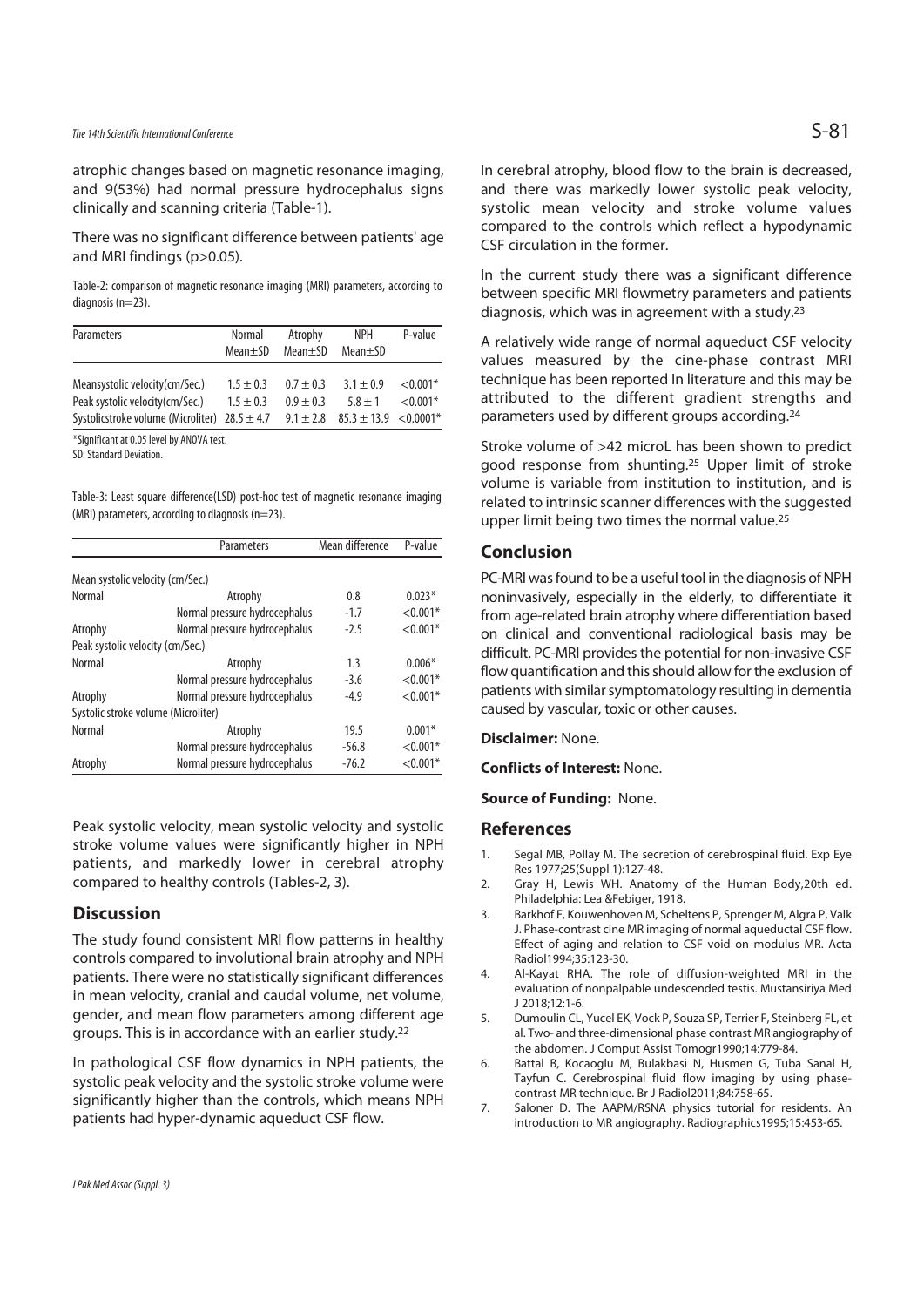atrophic changes based on magnetic resonance imaging, and 9(53%) had normal pressure hydrocephalus signs clinically and scanning criteria (Table-1).

There was no significant difference between patients' age and MRI findings (p>0.05).

Table-2: comparison of magnetic resonance imaging (MRI) parameters, according to diagnosis (n=23).

| Parameters | Normal Mean±SD | Atrophy Mean±SD | NPH Mean±SD | P-value |
|---|---|---|---|---|
| Meansystolic velocity(cm/Sec.) | 1.5 ± 0.3 | 0.7 ± 0.3 | 3.1 ± 0.9 | <0.001* |
| Peak systolic velocity(cm/Sec.) | 1.5 ± 0.3 | 0.9 ± 0.3 | 5.8 ± 1 | <0.001* |
| Systolicstroke volume (Microliter) | 28.5 ± 4.7 | 9.1 ± 2.8 | 85.3 ± 13.9 | <0.0001* |

*Significant at 0.05 level by ANOVA test.
SD: Standard Deviation.

Table-3: Least square difference(LSD) post-hoc test of magnetic resonance imaging (MRI) parameters, according to diagnosis (n=23).

| | Parameters | Mean difference | P-value |
|---|---|---|---|
| Mean systolic velocity (cm/Sec.) | | | |
| Normal | Atrophy | 0.8 | 0.023* |
| | Normal pressure hydrocephalus | -1.7 | <0.001* |
| Atrophy | Normal pressure hydrocephalus | -2.5 | <0.001* |
| Peak systolic velocity (cm/Sec.) | | | |
| Normal | Atrophy | 1.3 | 0.006* |
| | Normal pressure hydrocephalus | -3.6 | <0.001* |
| Atrophy | Normal pressure hydrocephalus | -4.9 | <0.001* |
| Systolic stroke volume (Microliter) | | | |
| Normal | Atrophy | 19.5 | 0.001* |
| | Normal pressure hydrocephalus | -56.8 | <0.001* |
| Atrophy | Normal pressure hydrocephalus | -76.2 | <0.001* |

Peak systolic velocity, mean systolic velocity and systolic stroke volume values were significantly higher in NPH patients, and markedly lower in cerebral atrophy compared to healthy controls (Tables-2, 3).

## Discussion

The study found consistent MRI flow patterns in healthy controls compared to involutional brain atrophy and NPH patients. There were no statistically significant differences in mean velocity, cranial and caudal volume, net volume, gender, and mean flow parameters among different age groups. This is in accordance with an earlier study.[22]

In pathological CSF flow dynamics in NPH patients, the systolic peak velocity and the systolic stroke volume were significantly higher than the controls, which means NPH patients had hyper-dynamic aqueduct CSF flow.

In cerebral atrophy, blood flow to the brain is decreased, and there was markedly lower systolic peak velocity, systolic mean velocity and stroke volume values compared to the controls which reflect a hypodynamic CSF circulation in the former.

In the current study there was a significant difference between specific MRI flowmetry parameters and patients diagnosis, which was in agreement with a study.[23]

A relatively wide range of normal aqueduct CSF velocity values measured by the cine-phase contrast MRI technique has been reported In literature and this may be attributed to the different gradient strengths and parameters used by different groups according.[24]

Stroke volume of >42 microL has been shown to predict good response from shunting.[25] Upper limit of stroke volume is variable from institution to institution, and is related to intrinsic scanner differences with the suggested upper limit being two times the normal value.[25]

## Conclusion

PC-MRI was found to be a useful tool in the diagnosis of NPH noninvasively, especially in the elderly, to differentiate it from age-related brain atrophy where differentiation based on clinical and conventional radiological basis may be difficult. PC-MRI provides the potential for non-invasive CSF flow quantification and this should allow for the exclusion of patients with similar symptomatology resulting in dementia caused by vascular, toxic or other causes.

**Disclaimer:** None.

**Conflicts of Interest:** None.

**Source of Funding:** None.

## References

1. Segal MB, Pollay M. The secretion of cerebrospinal fluid. Exp Eye Res 1977;25(Suppl 1):127-48.
2. Gray H, Lewis WH. Anatomy of the Human Body,20th ed. Philadelphia: Lea &Febiger, 1918.
3. Barkhof F, Kouwenhoven M, Scheltens P, Sprenger M, Algra P, Valk J. Phase-contrast cine MR imaging of normal aqueductal CSF flow. Effect of aging and relation to CSF void on modulus MR. Acta Radiol1994;35:123-30.
4. Al-Kayat RHA. The role of diffusion-weighted MRI in the evaluation of nonpalpable undescended testis. Mustansiriya Med J 2018;12:1-6.
5. Dumoulin CL, Yucel EK, Vock P, Souza SP, Terrier F, Steinberg FL, et al. Two- and three-dimensional phase contrast MR angiography of the abdomen. J Comput Assist Tomogr1990;14:779-84.
6. Battal B, Kocaoglu M, Bulakbasi N, Husmen G, Tuba Sanal H, Tayfun C. Cerebrospinal fluid flow imaging by using phase-contrast MR technique. Br J Radiol2011;84:758-65.
7. Saloner D. The AAPM/RSNA physics tutorial for residents. An introduction to MR angiography. Radiographics1995;15:453-65.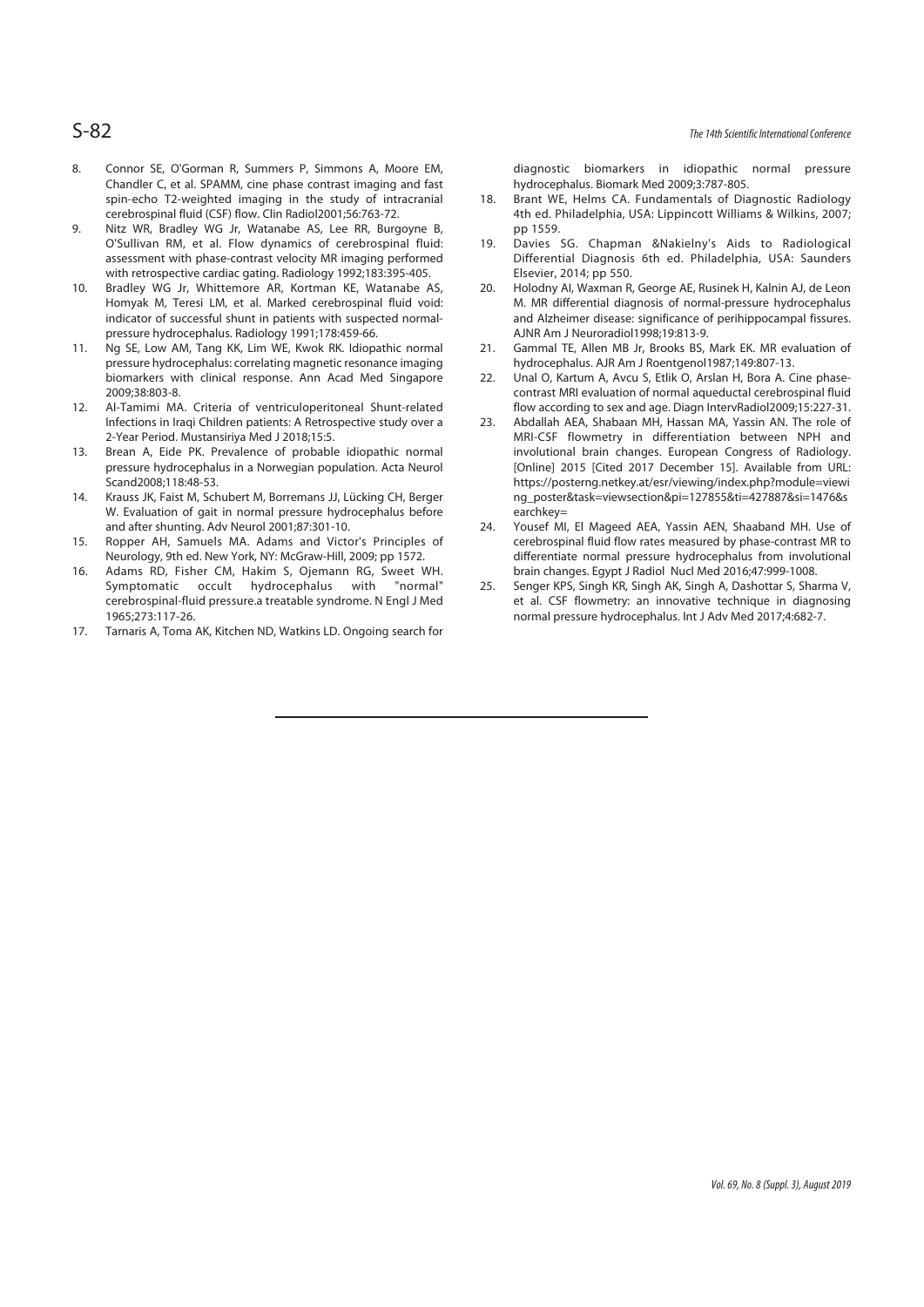8. Connor SE, O'Gorman R, Summers P, Simmons A, Moore EM, Chandler C, et al. SPAMM, cine phase contrast imaging and fast spin-echo T2-weighted imaging in the study of intracranial cerebrospinal fluid (CSF) flow. Clin Radiol2001;56:763-72.
9. Nitz WR, Bradley WG Jr, Watanabe AS, Lee RR, Burgoyne B, O'Sullivan RM, et al. Flow dynamics of cerebrospinal fluid: assessment with phase-contrast velocity MR imaging performed with retrospective cardiac gating. Radiology 1992;183:395-405.
10. Bradley WG Jr, Whittemore AR, Kortman KE, Watanabe AS, Homyak M, Teresi LM, et al. Marked cerebrospinal fluid void: indicator of successful shunt in patients with suspected normal-pressure hydrocephalus. Radiology 1991;178:459-66.
11. Ng SE, Low AM, Tang KK, Lim WE, Kwok RK. Idiopathic normal pressure hydrocephalus: correlating magnetic resonance imaging biomarkers with clinical response. Ann Acad Med Singapore 2009;38:803-8.
12. Al-Tamimi MA. Criteria of ventriculoperitoneal Shunt-related Infections in Iraqi Children patients: A Retrospective study over a 2-Year Period. Mustansiriya Med J 2018;15:5.
13. Brean A, Eide PK. Prevalence of probable idiopathic normal pressure hydrocephalus in a Norwegian population. Acta Neurol Scand2008;118:48-53.
14. Krauss JK, Faist M, Schubert M, Borremans JJ, Lücking CH, Berger W. Evaluation of gait in normal pressure hydrocephalus before and after shunting. Adv Neurol 2001;87:301-10.
15. Ropper AH, Samuels MA. Adams and Victor's Principles of Neurology, 9th ed. New York, NY: McGraw-Hill, 2009; pp 1572.
16. Adams RD, Fisher CM, Hakim S, Ojemann RG, Sweet WH. Symptomatic occult hydrocephalus with "normal" cerebrospinal-fluid pressure.a treatable syndrome. N Engl J Med 1965;273:117-26.
17. Tarnaris A, Toma AK, Kitchen ND, Watkins LD. Ongoing search for diagnostic biomarkers in idiopathic normal pressure hydrocephalus. Biomark Med 2009;3:787-805.
18. Brant WE, Helms CA. Fundamentals of Diagnostic Radiology 4th ed. Philadelphia, USA: Lippincott Williams & Wilkins, 2007; pp 1559.
19. Davies SG. Chapman &Nakielny's Aids to Radiological Differential Diagnosis 6th ed. Philadelphia, USA: Saunders Elsevier, 2014; pp 550.
20. Holodny AI, Waxman R, George AE, Rusinek H, Kalnin AJ, de Leon M. MR differential diagnosis of normal-pressure hydrocephalus and Alzheimer disease: significance of perihippocampal fissures. AJNR Am J Neuroradiol1998;19:813-9.
21. Gammal TE, Allen MB Jr, Brooks BS, Mark EK. MR evaluation of hydrocephalus. AJR Am J Roentgenol1987;149:807-13.
22. Unal O, Kartum A, Avcu S, Etlik O, Arslan H, Bora A. Cine phase-contrast MRI evaluation of normal aqueductal cerebrospinal fluid flow according to sex and age. Diagn IntervRadiol2009;15:227-31.
23. Abdallah AEA, Shabaan MH, Hassan MA, Yassin AN. The role of MRI-CSF flowmetry in differentiation between NPH and involutional brain changes. European Congress of Radiology. [Online] 2015 [Cited 2017 December 15]. Available from URL: https://posterng.netkey.at/esr/viewing/index.php?module=viewing_poster&task=viewsection&pi=127855&ti=427887&si=1476&searchkey=
24. Yousef MI, El Mageed AEA, Yassin AEN, Shaaband MH. Use of cerebrospinal fluid flow rates measured by phase-contrast MR to differentiate normal pressure hydrocephalus from involutional brain changes. Egypt J Radiol Nucl Med 2016;47:999-1008.
25. Senger KPS, Singh KR, Singh AK, Singh A, Dashottar S, Sharma V, et al. CSF flowmetry: an innovative technique in diagnosing normal pressure hydrocephalus. Int J Adv Med 2017;4:682-7.